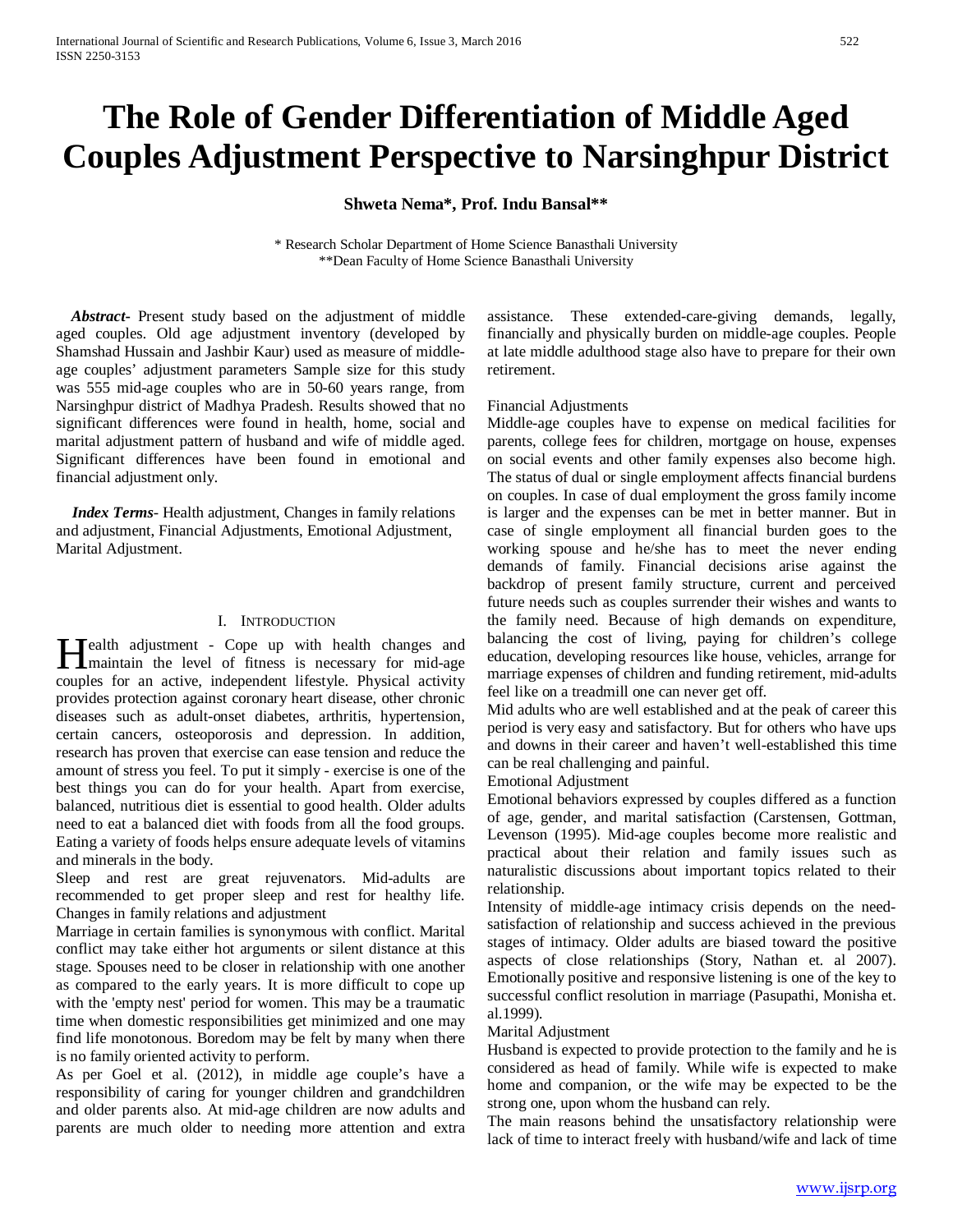# The Role of Gender Differentiation of Middle Aged Couples Adjustment Perspective to Narsinghpur District

**Shweta Nema*, Prof. Indu Bansal****

\* Research Scholar Department of Home Science Banasthali University
**Dean Faculty of Home Science Banasthali University

***Abstract***- Present study based on the adjustment of middle aged couples. Old age adjustment inventory (developed by Shamshad Hussain and Jashbir Kaur) used as measure of middle-age couples' adjustment parameters Sample size for this study was 555 mid-age couples who are in 50-60 years range, from Narsinghpur district of Madhya Pradesh. Results showed that no significant differences were found in health, home, social and marital adjustment pattern of husband and wife of middle aged. Significant differences have been found in emotional and financial adjustment only.

***Index Terms***- Health adjustment, Changes in family relations and adjustment, Financial Adjustments, Emotional Adjustment, Marital Adjustment.

## I. Introduction

Health adjustment - Cope up with health changes and maintain the level of fitness is necessary for mid-age couples for an active, independent lifestyle. Physical activity provides protection against coronary heart disease, other chronic diseases such as adult-onset diabetes, arthritis, hypertension, certain cancers, osteoporosis and depression. In addition, research has proven that exercise can ease tension and reduce the amount of stress you feel. To put it simply - exercise is one of the best things you can do for your health. Apart from exercise, balanced, nutritious diet is essential to good health. Older adults need to eat a balanced diet with foods from all the food groups. Eating a variety of foods helps ensure adequate levels of vitamins and minerals in the body.

Sleep and rest are great rejuvenators. Mid-adults are recommended to get proper sleep and rest for healthy life.

Changes in family relations and adjustment

Marriage in certain families is synonymous with conflict. Marital conflict may take either hot arguments or silent distance at this stage. Spouses need to be closer in relationship with one another as compared to the early years. It is more difficult to cope up with the 'empty nest' period for women. This may be a traumatic time when domestic responsibilities get minimized and one may find life monotonous. Boredom may be felt by many when there is no family oriented activity to perform.

As per Goel et al. (2012), in middle age couple's have a responsibility of caring for younger children and grandchildren and older parents also. At mid-age children are now adults and parents are much older to needing more attention and extra assistance. These extended-care-giving demands, legally, financially and physically burden on middle-age couples. People at late middle adulthood stage also have to prepare for their own retirement.

Financial Adjustments

Middle-age couples have to expense on medical facilities for parents, college fees for children, mortgage on house, expenses on social events and other family expenses also become high. The status of dual or single employment affects financial burdens on couples. In case of dual employment the gross family income is larger and the expenses can be met in better manner. But in case of single employment all financial burden goes to the working spouse and he/she has to meet the never ending demands of family. Financial decisions arise against the backdrop of present family structure, current and perceived future needs such as couples surrender their wishes and wants to the family need. Because of high demands on expenditure, balancing the cost of living, paying for children's college education, developing resources like house, vehicles, arrange for marriage expenses of children and funding retirement, mid-adults feel like on a treadmill one can never get off.

Mid adults who are well established and at the peak of career this period is very easy and satisfactory. But for others who have ups and downs in their career and haven't well-established this time can be real challenging and painful.

Emotional Adjustment

Emotional behaviors expressed by couples differed as a function of age, gender, and marital satisfaction (Carstensen, Gottman, Levenson (1995). Mid-age couples become more realistic and practical about their relation and family issues such as naturalistic discussions about important topics related to their relationship.

Intensity of middle-age intimacy crisis depends on the need-satisfaction of relationship and success achieved in the previous stages of intimacy. Older adults are biased toward the positive aspects of close relationships (Story, Nathan et. al 2007). Emotionally positive and responsive listening is one of the key to successful conflict resolution in marriage (Pasupathi, Monisha et. al.1999).

Marital Adjustment

Husband is expected to provide protection to the family and he is considered as head of family. While wife is expected to make home and companion, or the wife may be expected to be the strong one, upon whom the husband can rely.

The main reasons behind the unsatisfactory relationship were lack of time to interact freely with husband/wife and lack of time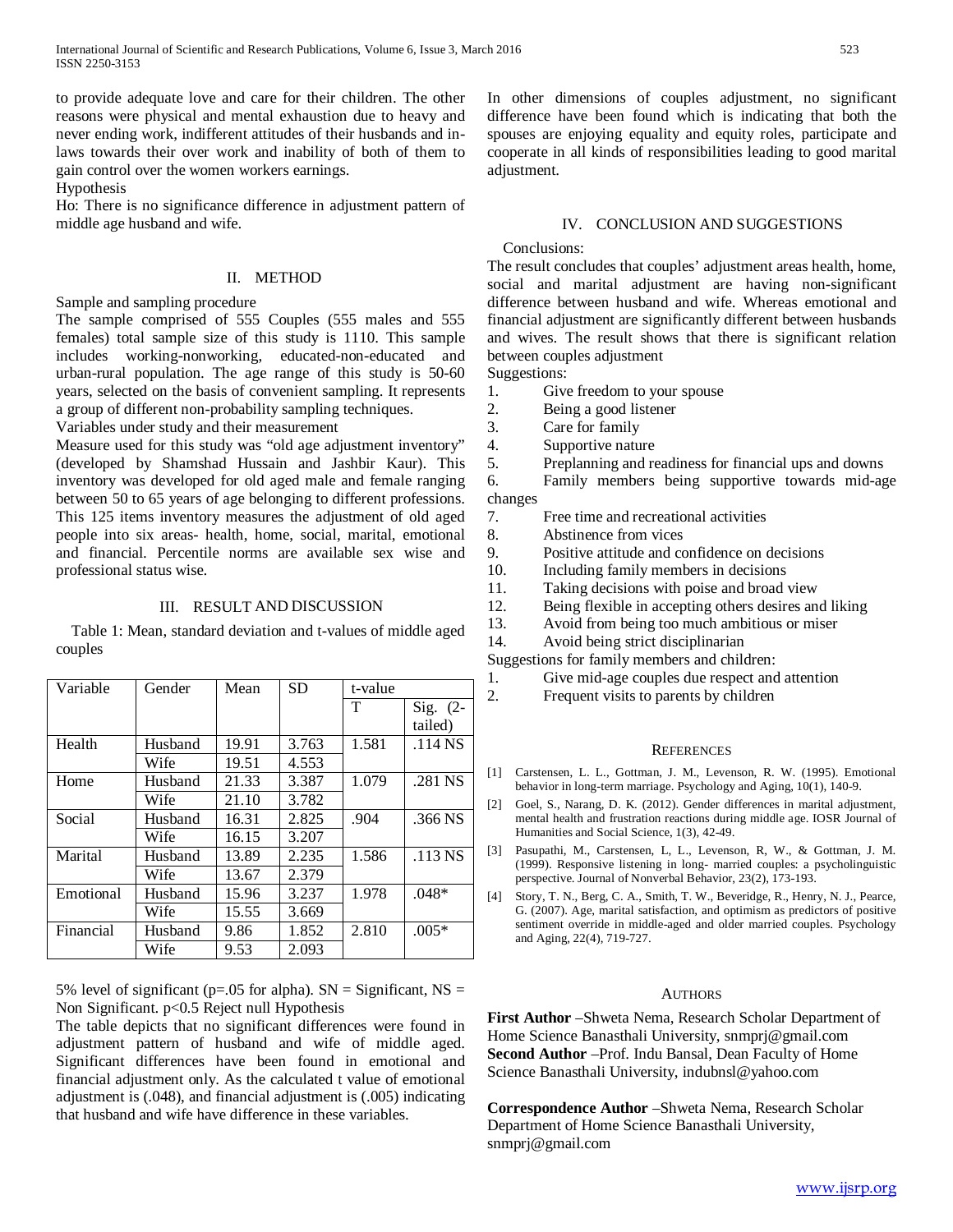to provide adequate love and care for their children. The other reasons were physical and mental exhaustion due to heavy and never ending work, indifferent attitudes of their husbands and in-laws towards their over work and inability of both of them to gain control over the women workers earnings.

Hypothesis

Ho: There is no significance difference in adjustment pattern of middle age husband and wife.

## II. METHOD

Sample and sampling procedure

The sample comprised of 555 Couples (555 males and 555 females) total sample size of this study is 1110. This sample includes working-nonworking, educated-non-educated and urban-rural population. The age range of this study is 50-60 years, selected on the basis of convenient sampling. It represents a group of different non-probability sampling techniques.

Variables under study and their measurement

Measure used for this study was "old age adjustment inventory" (developed by Shamshad Hussain and Jashbir Kaur). This inventory was developed for old aged male and female ranging between 50 to 65 years of age belonging to different professions. This 125 items inventory measures the adjustment of old aged people into six areas- health, home, social, marital, emotional and financial. Percentile norms are available sex wise and professional status wise.

## III. RESULT AND DISCUSSION

Table 1: Mean, standard deviation and t-values of middle aged couples

| Variable | Gender | Mean | SD | t-value | |
|---|---|---|---|---|---|
| | | | | T | Sig. (2-tailed) |
| Health | Husband | 19.91 | 3.763 | 1.581 | .114 NS |
| | Wife | 19.51 | 4.553 | | |
| Home | Husband | 21.33 | 3.387 | 1.079 | .281 NS |
| | Wife | 21.10 | 3.782 | | |
| Social | Husband | 16.31 | 2.825 | .904 | .366 NS |
| | Wife | 16.15 | 3.207 | | |
| Marital | Husband | 13.89 | 2.235 | 1.586 | .113 NS |
| | Wife | 13.67 | 2.379 | | |
| Emotional | Husband | 15.96 | 3.237 | 1.978 | .048* |
| | Wife | 15.55 | 3.669 | | |
| Financial | Husband | 9.86 | 1.852 | 2.810 | .005* |
| | Wife | 9.53 | 2.093 | | |

5% level of significant (p=.05 for alpha). SN = Significant, NS = Non Significant. p<0.5 Reject null Hypothesis

The table depicts that no significant differences were found in adjustment pattern of husband and wife of middle aged. Significant differences have been found in emotional and financial adjustment only. As the calculated t value of emotional adjustment is (.048), and financial adjustment is (.005) indicating that husband and wife have difference in these variables.

In other dimensions of couples adjustment, no significant difference have been found which is indicating that both the spouses are enjoying equality and equity roles, participate and cooperate in all kinds of responsibilities leading to good marital adjustment.

## IV. CONCLUSION AND SUGGESTIONS

Conclusions:

The result concludes that couples' adjustment areas health, home, social and marital adjustment are having non-significant difference between husband and wife. Whereas emotional and financial adjustment are significantly different between husbands and wives. The result shows that there is significant relation between couples adjustment

Suggestions:

1. Give freedom to your spouse
2. Being a good listener
3. Care for family
4. Supportive nature
5. Preplanning and readiness for financial ups and downs
6. Family members being supportive towards mid-age changes
7. Free time and recreational activities
8. Abstinence from vices
9. Positive attitude and confidence on decisions
10. Including family members in decisions
11. Taking decisions with poise and broad view
12. Being flexible in accepting others desires and liking
13. Avoid from being too much ambitious or miser
14. Avoid being strict disciplinarian

Suggestions for family members and children:

1. Give mid-age couples due respect and attention
2. Frequent visits to parents by children

## References

[1] Carstensen, L. L., Gottman, J. M., Levenson, R. W. (1995). Emotional behavior in long-term marriage. Psychology and Aging, 10(1), 140-9.

[2] Goel, S., Narang, D. K. (2012). Gender differences in marital adjustment, mental health and frustration reactions during middle age. IOSR Journal of Humanities and Social Science, 1(3), 42-49.

[3] Pasupathi, M., Carstensen, L, L., Levenson, R, W., & Gottman, J. M. (1999). Responsive listening in long- married couples: a psycholinguistic perspective. Journal of Nonverbal Behavior, 23(2), 173-193.

[4] Story, T. N., Berg, C. A., Smith, T. W., Beveridge, R., Henry, N. J., Pearce, G. (2007). Age, marital satisfaction, and optimism as predictors of positive sentiment override in middle-aged and older married couples. Psychology and Aging, 22(4), 719-727.

## Authors

**First Author** –Shweta Nema, Research Scholar Department of Home Science Banasthali University, snmprj@gmail.com

**Second Author** –Prof. Indu Bansal, Dean Faculty of Home Science Banasthali University, indubnsl@yahoo.com

**Correspondence Author** –Shweta Nema, Research Scholar Department of Home Science Banasthali University, snmprj@gmail.com